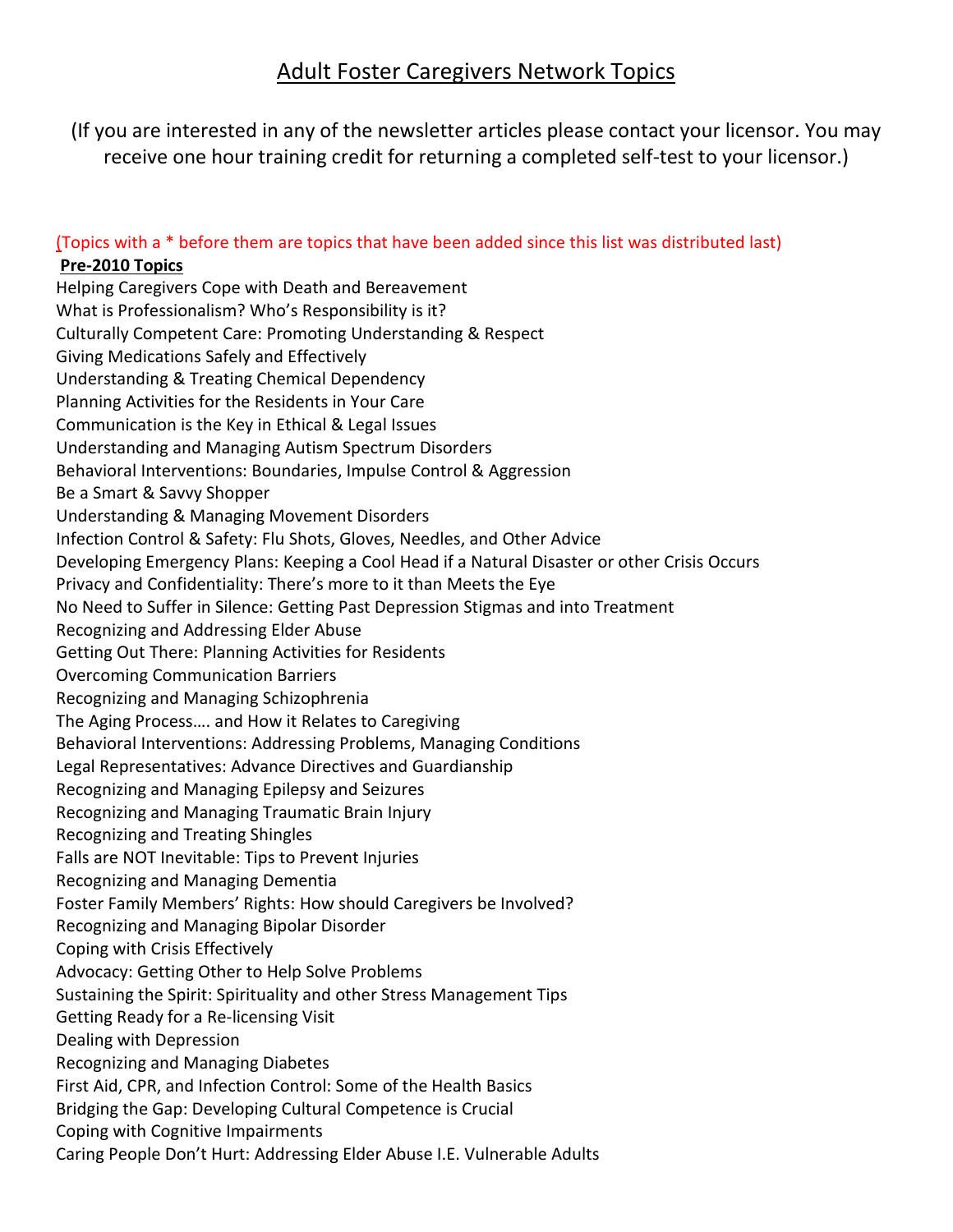# Adult Foster Caregivers Network Topics

(If you are interested in any of the newsletter articles please contact your licensor. You may receive one hour training credit for returning a completed self-test to your licensor.)

(Topics with a * before them are topics that have been added since this list was distributed last)

**Pre-2010 Topics**

Helping Caregivers Cope with Death and Bereavement
What is Professionalism? Who's Responsibility is it?
Culturally Competent Care: Promoting Understanding & Respect
Giving Medications Safely and Effectively
Understanding & Treating Chemical Dependency
Planning Activities for the Residents in Your Care
Communication is the Key in Ethical & Legal Issues
Understanding and Managing Autism Spectrum Disorders
Behavioral Interventions: Boundaries, Impulse Control & Aggression
Be a Smart & Savvy Shopper
Understanding & Managing Movement Disorders
Infection Control & Safety: Flu Shots, Gloves, Needles, and Other Advice
Developing Emergency Plans: Keeping a Cool Head if a Natural Disaster or other Crisis Occurs
Privacy and Confidentiality: There's more to it than Meets the Eye
No Need to Suffer in Silence: Getting Past Depression Stigmas and into Treatment
Recognizing and Addressing Elder Abuse
Getting Out There: Planning Activities for Residents
Overcoming Communication Barriers
Recognizing and Managing Schizophrenia
The Aging Process…. and How it Relates to Caregiving
Behavioral Interventions: Addressing Problems, Managing Conditions
Legal Representatives: Advance Directives and Guardianship
Recognizing and Managing Epilepsy and Seizures
Recognizing and Managing Traumatic Brain Injury
Recognizing and Treating Shingles
Falls are NOT Inevitable: Tips to Prevent Injuries
Recognizing and Managing Dementia
Foster Family Members' Rights: How should Caregivers be Involved?
Recognizing and Managing Bipolar Disorder
Coping with Crisis Effectively
Advocacy: Getting Other to Help Solve Problems
Sustaining the Spirit: Spirituality and other Stress Management Tips
Getting Ready for a Re-licensing Visit
Dealing with Depression
Recognizing and Managing Diabetes
First Aid, CPR, and Infection Control: Some of the Health Basics
Bridging the Gap: Developing Cultural Competence is Crucial
Coping with Cognitive Impairments
Caring People Don't Hurt: Addressing Elder Abuse I.E. Vulnerable Adults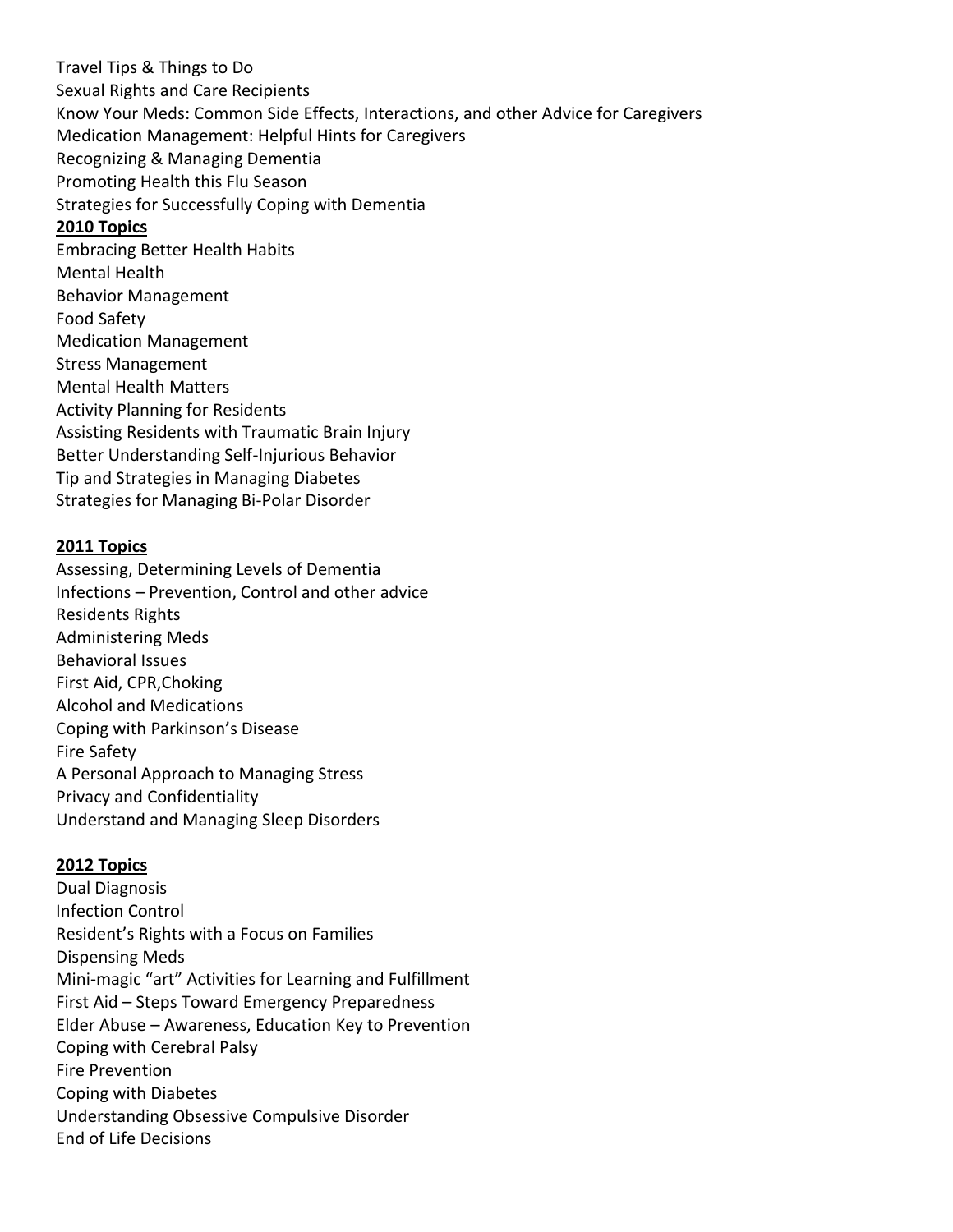Travel Tips & Things to Do
Sexual Rights and Care Recipients
Know Your Meds: Common Side Effects, Interactions, and other Advice for Caregivers
Medication Management: Helpful Hints for Caregivers
Recognizing & Managing Dementia
Promoting Health this Flu Season
Strategies for Successfully Coping with Dementia

**2010 Topics**

Embracing Better Health Habits
Mental Health
Behavior Management
Food Safety
Medication Management
Stress Management
Mental Health Matters
Activity Planning for Residents
Assisting Residents with Traumatic Brain Injury
Better Understanding Self-Injurious Behavior
Tip and Strategies in Managing Diabetes
Strategies for Managing Bi-Polar Disorder

**2011 Topics**

Assessing, Determining Levels of Dementia
Infections – Prevention, Control and other advice
Residents Rights
Administering Meds
Behavioral Issues
First Aid, CPR,Choking
Alcohol and Medications
Coping with Parkinson's Disease
Fire Safety
A Personal Approach to Managing Stress
Privacy and Confidentiality
Understand and Managing Sleep Disorders

**2012 Topics**

Dual Diagnosis
Infection Control
Resident's Rights with a Focus on Families
Dispensing Meds
Mini-magic "art" Activities for Learning and Fulfillment
First Aid – Steps Toward Emergency Preparedness
Elder Abuse – Awareness, Education Key to Prevention
Coping with Cerebral Palsy
Fire Prevention
Coping with Diabetes
Understanding Obsessive Compulsive Disorder
End of Life Decisions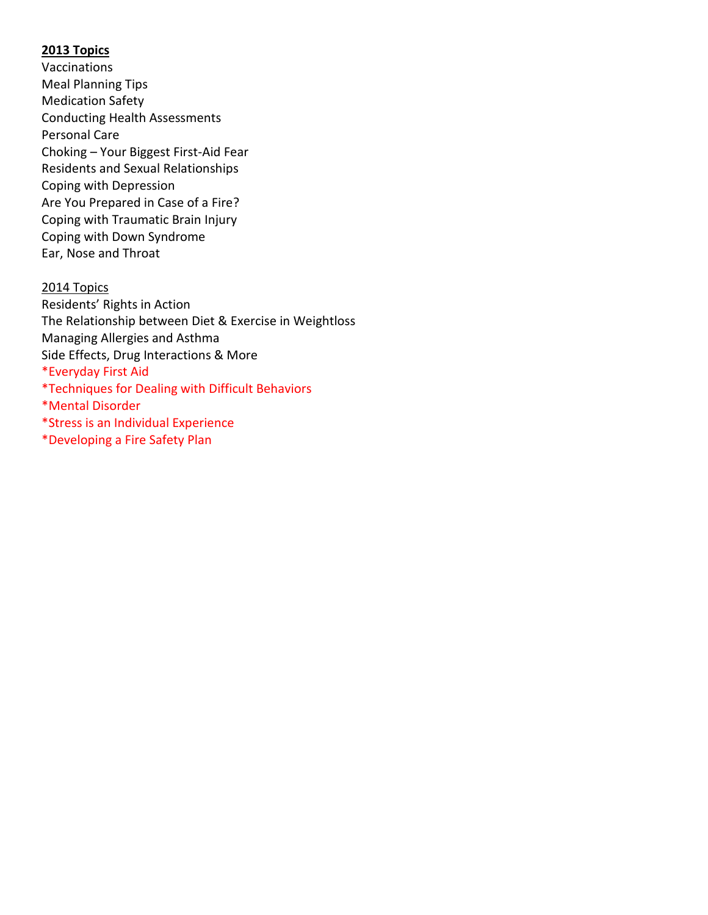**2013 Topics**

Vaccinations
Meal Planning Tips
Medication Safety
Conducting Health Assessments
Personal Care
Choking – Your Biggest First-Aid Fear
Residents and Sexual Relationships
Coping with Depression
Are You Prepared in Case of a Fire?
Coping with Traumatic Brain Injury
Coping with Down Syndrome
Ear, Nose and Throat

2014 Topics

Residents' Rights in Action
The Relationship between Diet & Exercise in Weightloss
Managing Allergies and Asthma
Side Effects, Drug Interactions & More
*Everyday First Aid
*Techniques for Dealing with Difficult Behaviors
*Mental Disorder
*Stress is an Individual Experience
*Developing a Fire Safety Plan